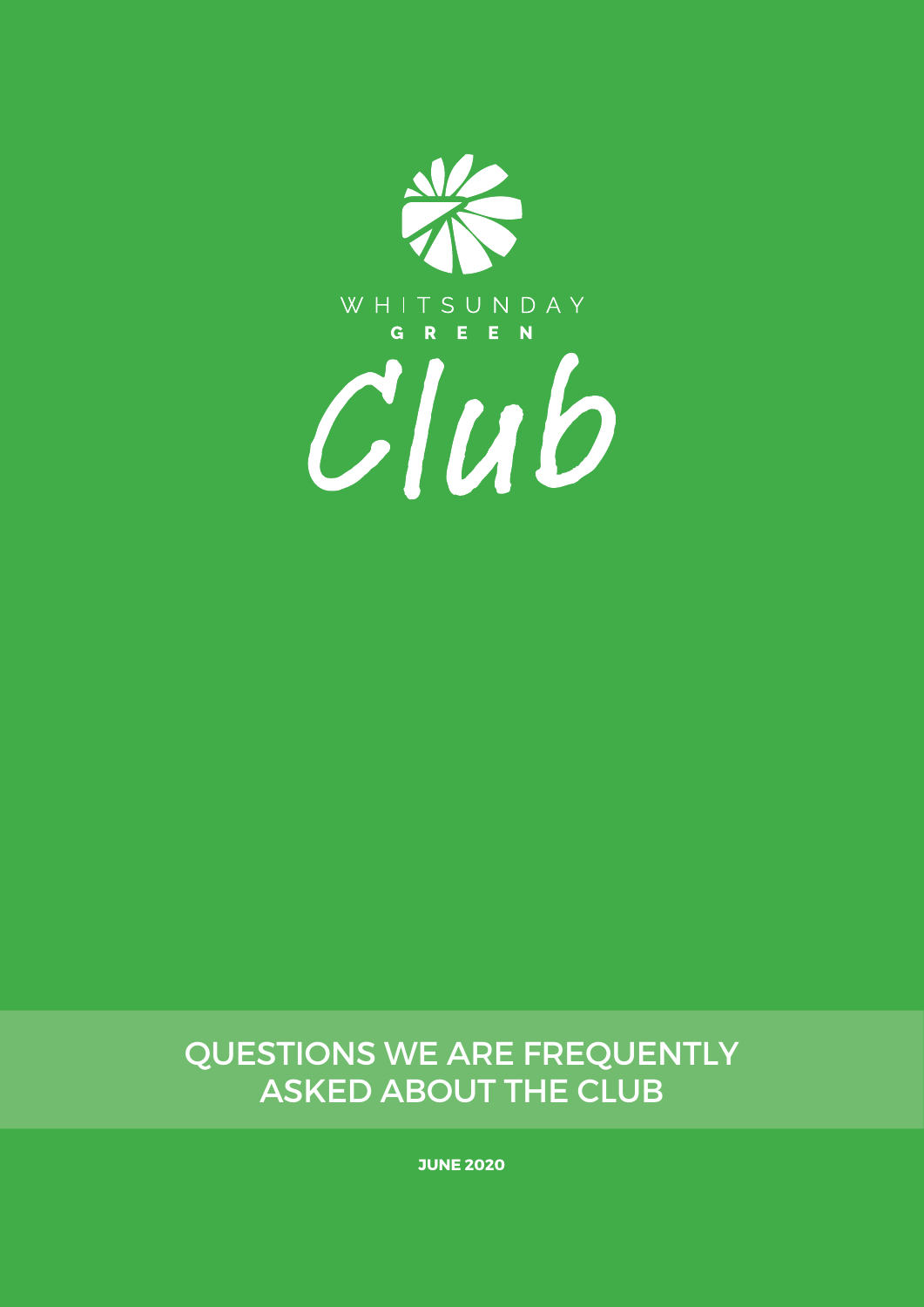WHITSUNDAY

GREEN

Club

# QUESTIONS WE ARE FREQUENTLY ASKED ABOUT THE CLUB

**JUNE 2020**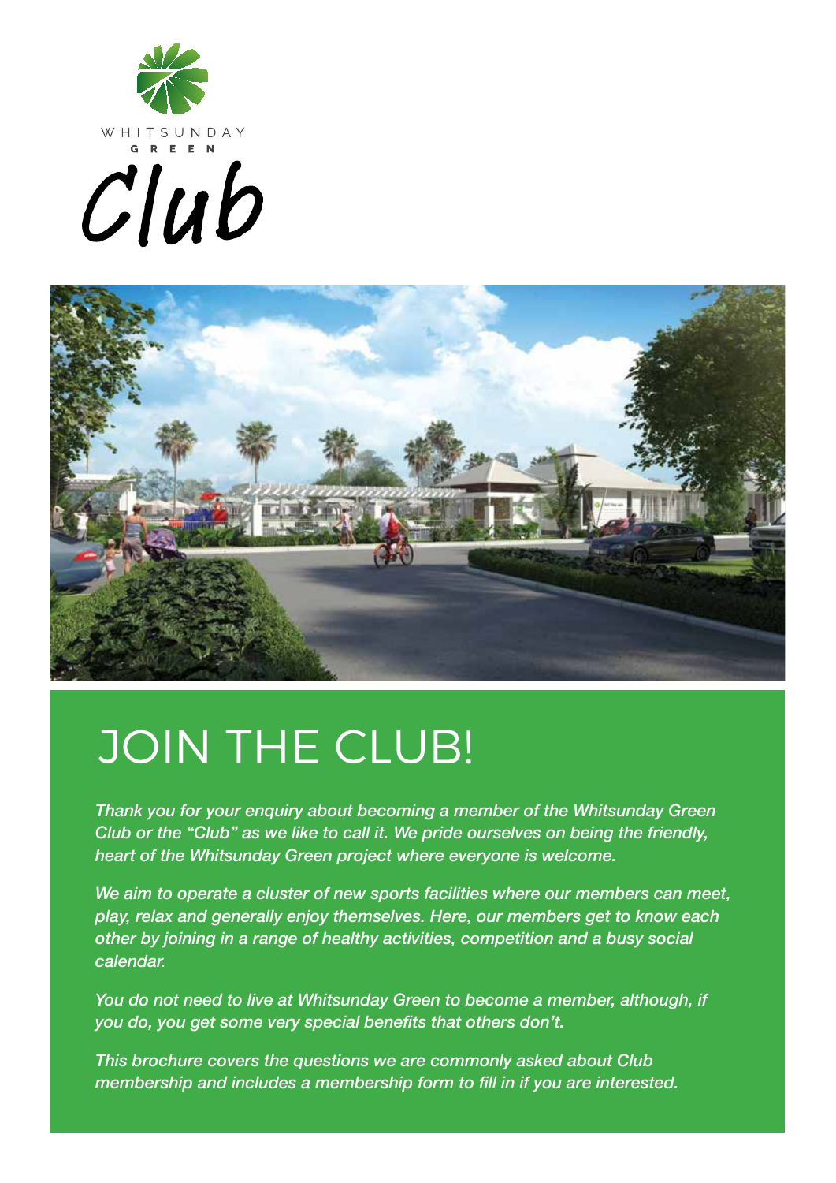WHITSUNDAY GREEN

Club

# JOIN THE CLUB!

*Thank you for your enquiry about becoming a member of the Whitsunday Green Club or the "Club" as we like to call it. We pride ourselves on being the friendly, heart of the Whitsunday Green project where everyone is welcome.*

*We aim to operate a cluster of new sports facilities where our members can meet, play, relax and generally enjoy themselves. Here, our members get to know each other by joining in a range of healthy activities, competition and a busy social calendar.*

*You do not need to live at Whitsunday Green to become a member, although, if you do, you get some very special benefits that others don't.*

*This brochure covers the questions we are commonly asked about Club membership and includes a membership form to fill in if you are interested.*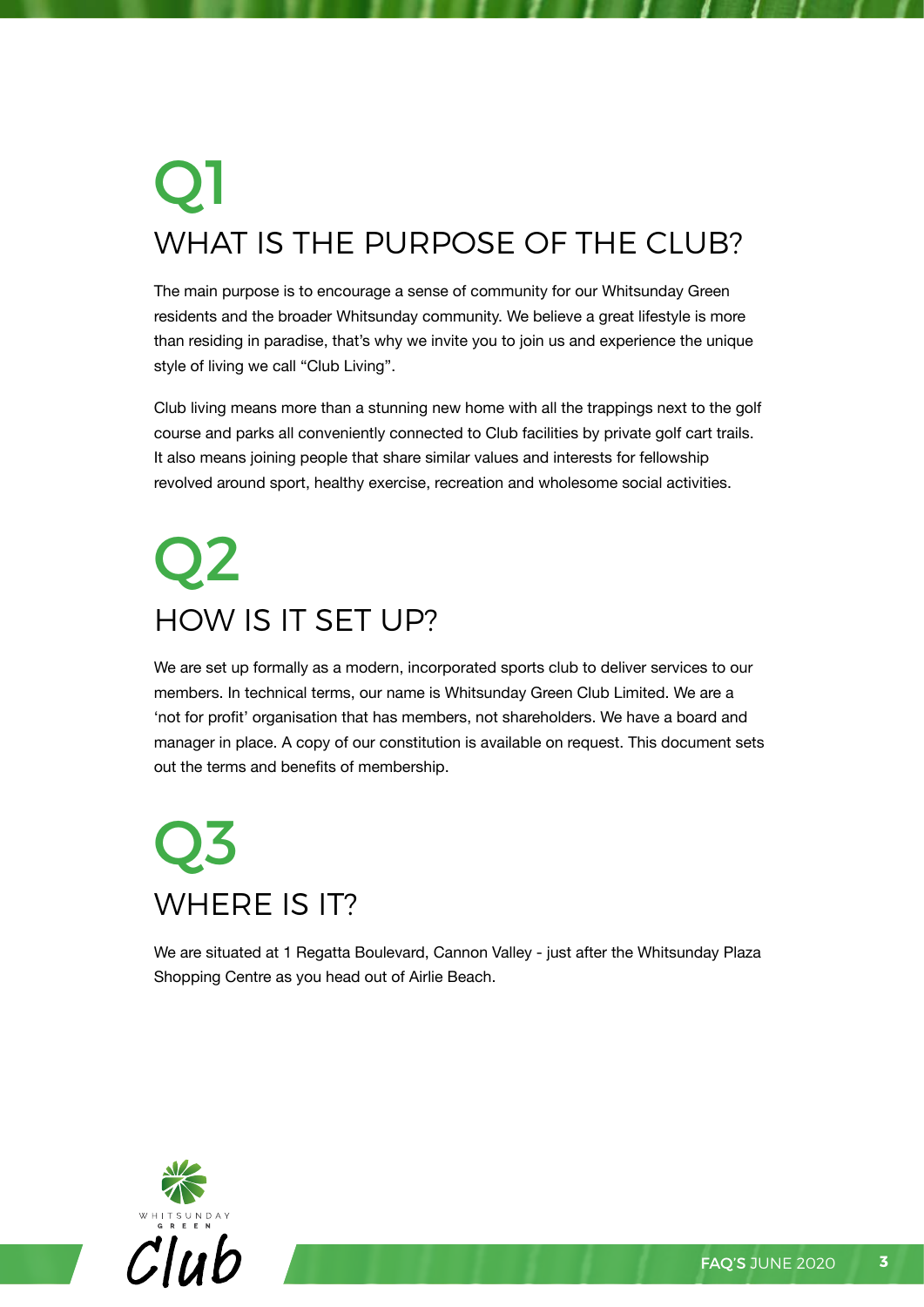# Q1

## WHAT IS THE PURPOSE OF THE CLUB?

The main purpose is to encourage a sense of community for our Whitsunday Green residents and the broader Whitsunday community. We believe a great lifestyle is more than residing in paradise, that's why we invite you to join us and experience the unique style of living we call "Club Living".

Club living means more than a stunning new home with all the trappings next to the golf course and parks all conveniently connected to Club facilities by private golf cart trails. It also means joining people that share similar values and interests for fellowship revolved around sport, healthy exercise, recreation and wholesome social activities.

# Q2

## HOW IS IT SET UP?

We are set up formally as a modern, incorporated sports club to deliver services to our members. In technical terms, our name is Whitsunday Green Club Limited. We are a 'not for profit' organisation that has members, not shareholders. We have a board and manager in place. A copy of our constitution is available on request. This document sets out the terms and benefits of membership.

# Q3

## WHERE IS IT?

We are situated at 1 Regatta Boulevard, Cannon Valley - just after the Whitsunday Plaza Shopping Centre as you head out of Airlie Beach.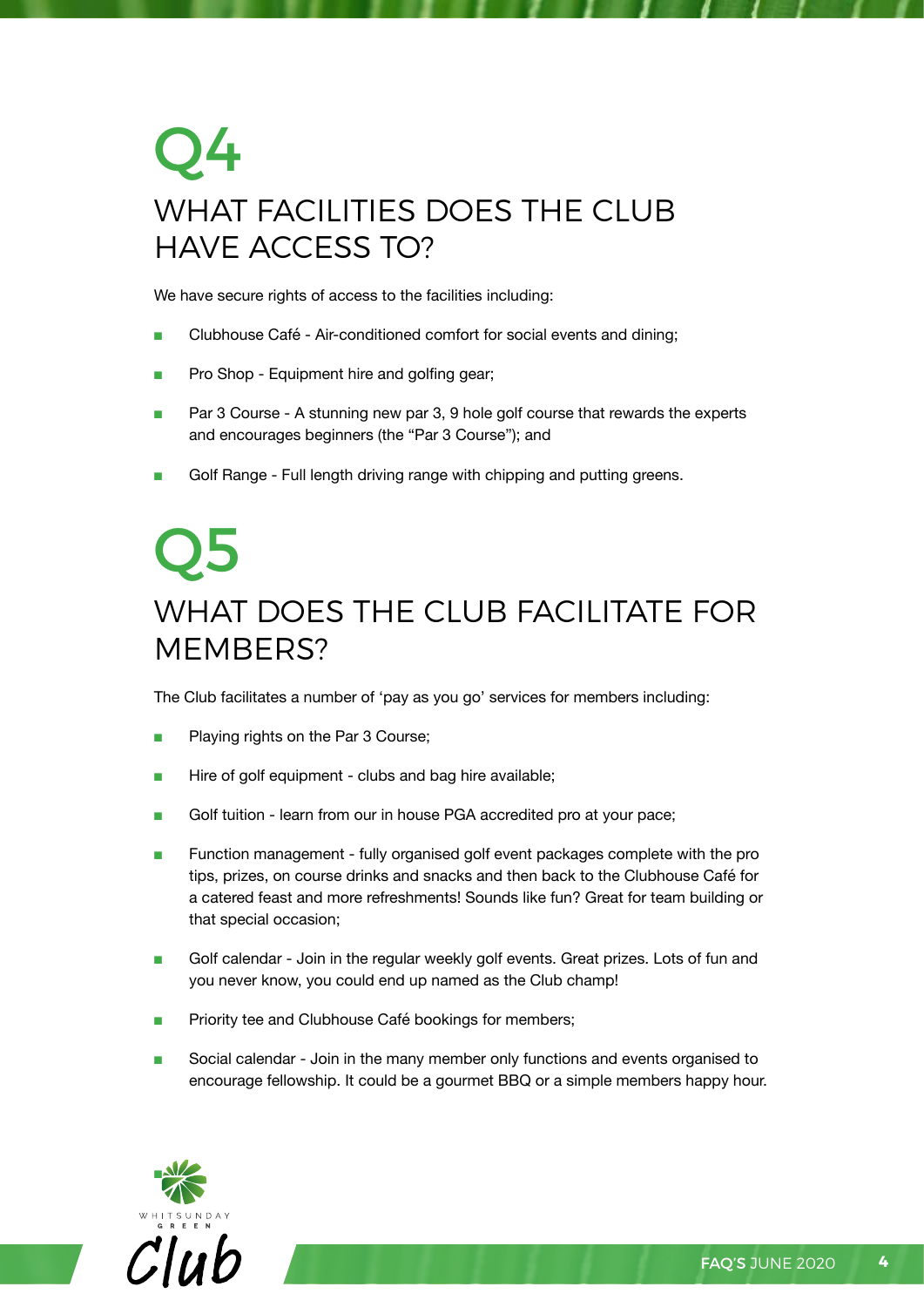# Q4

## WHAT FACILITIES DOES THE CLUB HAVE ACCESS TO?

We have secure rights of access to the facilities including:

- Clubhouse Café - Air-conditioned comfort for social events and dining;
- Pro Shop - Equipment hire and golfing gear;
- Par 3 Course - A stunning new par 3, 9 hole golf course that rewards the experts and encourages beginners (the "Par 3 Course"); and
- Golf Range - Full length driving range with chipping and putting greens.

# Q5

## WHAT DOES THE CLUB FACILITATE FOR MEMBERS?

The Club facilitates a number of 'pay as you go' services for members including:

- Playing rights on the Par 3 Course;
- Hire of golf equipment - clubs and bag hire available;
- Golf tuition - learn from our in house PGA accredited pro at your pace;
- Function management - fully organised golf event packages complete with the pro tips, prizes, on course drinks and snacks and then back to the Clubhouse Café for a catered feast and more refreshments! Sounds like fun? Great for team building or that special occasion;
- Golf calendar - Join in the regular weekly golf events. Great prizes. Lots of fun and you never know, you could end up named as the Club champ!
- Priority tee and Clubhouse Café bookings for members;
- Social calendar - Join in the many member only functions and events organised to encourage fellowship. It could be a gourmet BBQ or a simple members happy hour.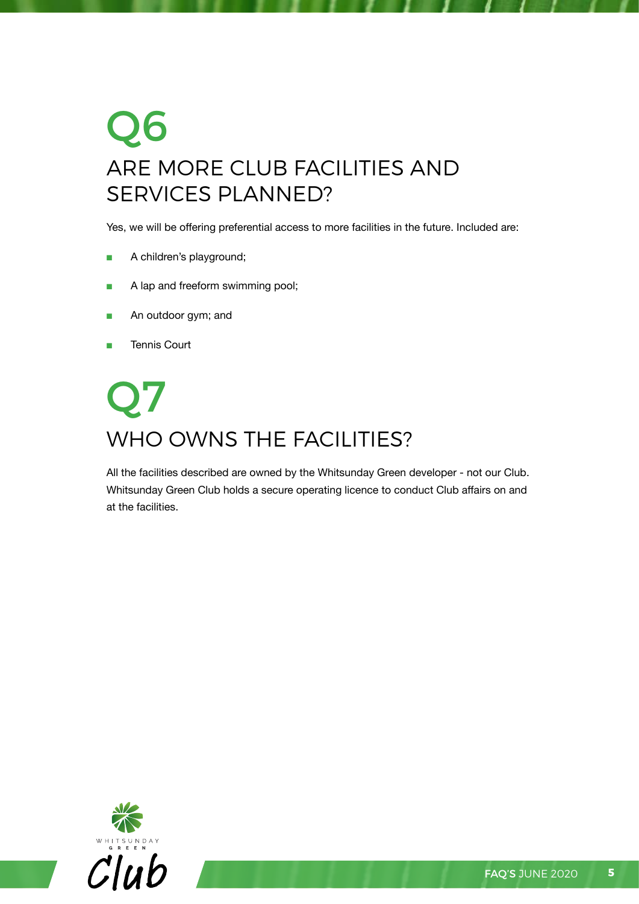# Q6

## ARE MORE CLUB FACILITIES AND SERVICES PLANNED?

Yes, we will be offering preferential access to more facilities in the future. Included are:

- A children's playground;
- A lap and freeform swimming pool;
- An outdoor gym; and
- Tennis Court

# Q7

## WHO OWNS THE FACILITIES?

All the facilities described are owned by the Whitsunday Green developer - not our Club. Whitsunday Green Club holds a secure operating licence to conduct Club affairs on and at the facilities.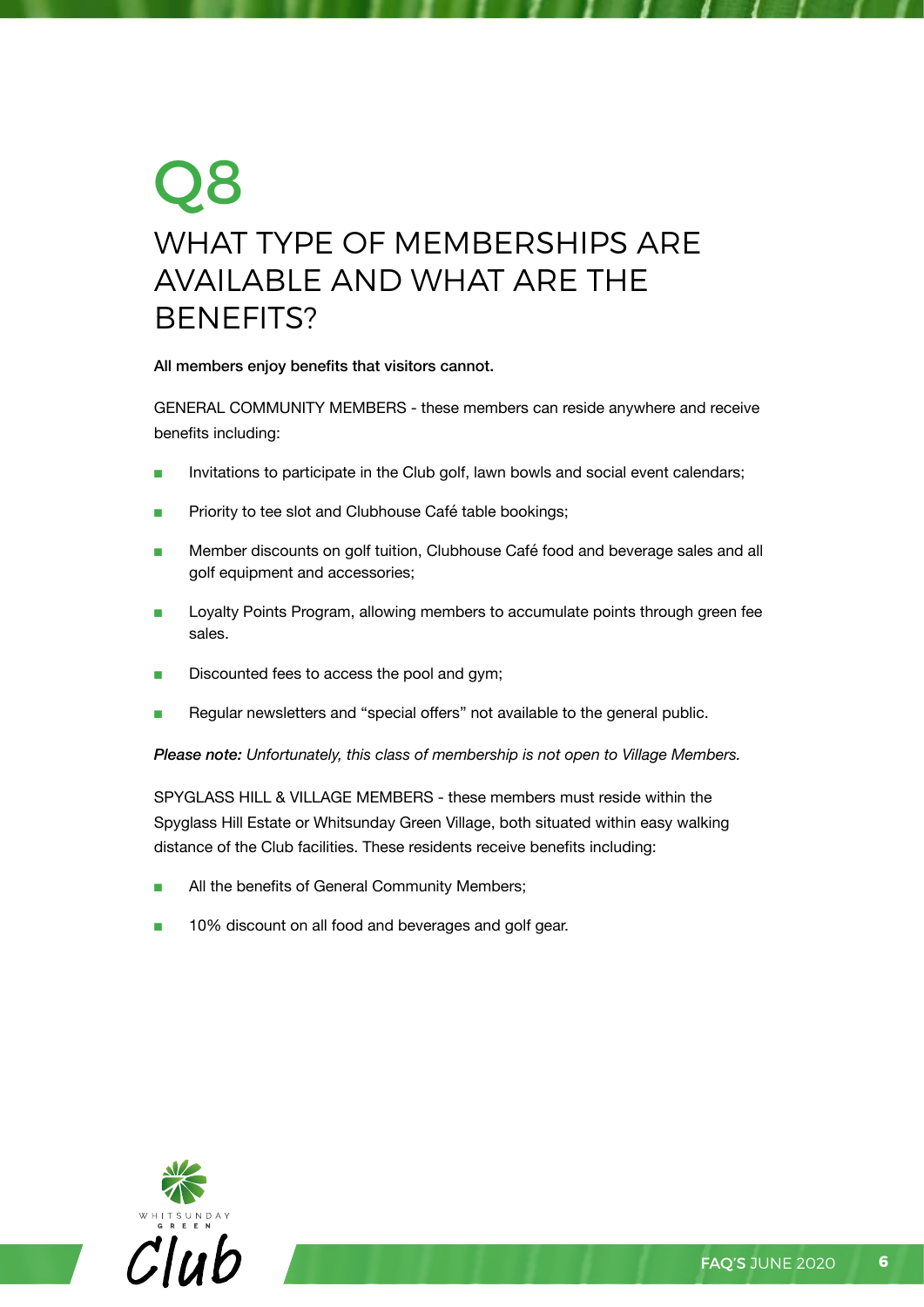# Q8

## WHAT TYPE OF MEMBERSHIPS ARE AVAILABLE AND WHAT ARE THE BENEFITS?

**All members enjoy benefits that visitors cannot.**

GENERAL COMMUNITY MEMBERS - these members can reside anywhere and receive benefits including:

- Invitations to participate in the Club golf, lawn bowls and social event calendars;
- Priority to tee slot and Clubhouse Café table bookings;
- Member discounts on golf tuition, Clubhouse Café food and beverage sales and all golf equipment and accessories;
- Loyalty Points Program, allowing members to accumulate points through green fee sales.
- Discounted fees to access the pool and gym;
- Regular newsletters and "special offers" not available to the general public.

***Please note:** Unfortunately, this class of membership is not open to Village Members.*

SPYGLASS HILL & VILLAGE MEMBERS - these members must reside within the Spyglass Hill Estate or Whitsunday Green Village, both situated within easy walking distance of the Club facilities. These residents receive benefits including:

- All the benefits of General Community Members;
- 10% discount on all food and beverages and golf gear.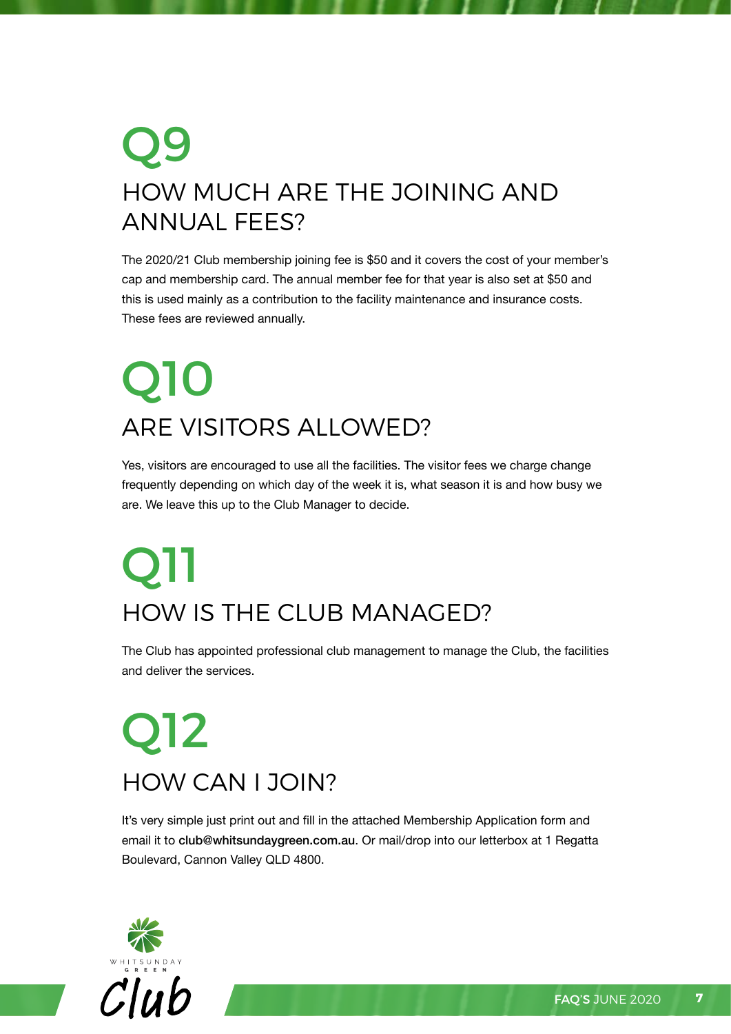# Q9

## HOW MUCH ARE THE JOINING AND ANNUAL FEES?

The 2020/21 Club membership joining fee is $50 and it covers the cost of your member's cap and membership card. The annual member fee for that year is also set at $50 and this is used mainly as a contribution to the facility maintenance and insurance costs. These fees are reviewed annually.

# Q10

## ARE VISITORS ALLOWED?

Yes, visitors are encouraged to use all the facilities. The visitor fees we charge change frequently depending on which day of the week it is, what season it is and how busy we are. We leave this up to the Club Manager to decide.

# Q11

## HOW IS THE CLUB MANAGED?

The Club has appointed professional club management to manage the Club, the facilities and deliver the services.

# Q12

## HOW CAN I JOIN?

It's very simple just print out and fill in the attached Membership Application form and email it to **club@whitsundaygreen.com.au**. Or mail/drop into our letterbox at 1 Regatta Boulevard, Cannon Valley QLD 4800.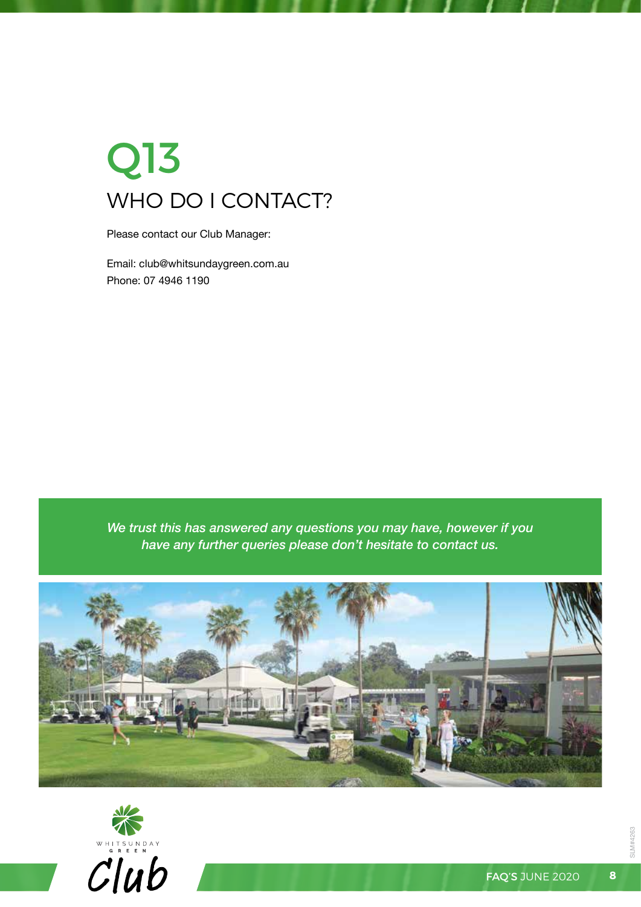# Q13

## WHO DO I CONTACT?

Please contact our Club Manager:

Email: club@whitsundaygreen.com.au
Phone: 07 4946 1190

*We trust this has answered any questions you may have, however if you have any further queries please don't hesitate to contact us.*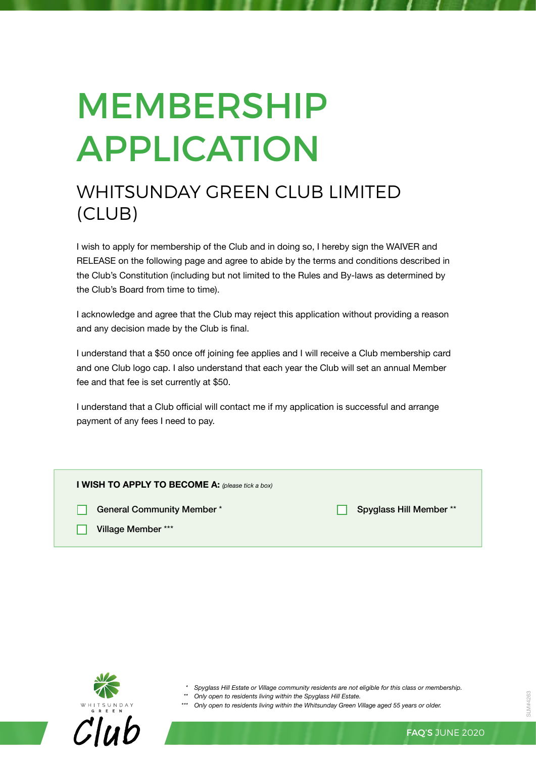# MEMBERSHIP APPLICATION

## WHITSUNDAY GREEN CLUB LIMITED (CLUB)

I wish to apply for membership of the Club and in doing so, I hereby sign the WAIVER and RELEASE on the following page and agree to abide by the terms and conditions described in the Club's Constitution (including but not limited to the Rules and By-laws as determined by the Club's Board from time to time).

I acknowledge and agree that the Club may reject this application without providing a reason and any decision made by the Club is final.

I understand that a $50 once off joining fee applies and I will receive a Club membership card and one Club logo cap. I also understand that each year the Club will set an annual Member fee and that fee is set currently at $50.

I understand that a Club official will contact me if my application is successful and arrange payment of any fees I need to pay.

**I WISH TO APPLY TO BECOME A:** *(please tick a box)*

- ☐ **General Community Member \***
- ☐ **Spyglass Hill Member \*\***
- ☐ **Village Member \*\*\***

*\* Spyglass Hill Estate or Village community residents are not eligible for this class or membership.*

*\*\* Only open to residents living within the Spyglass Hill Estate.*

*\*\*\* Only open to residents living within the Whitsunday Green Village aged 55 years or older.*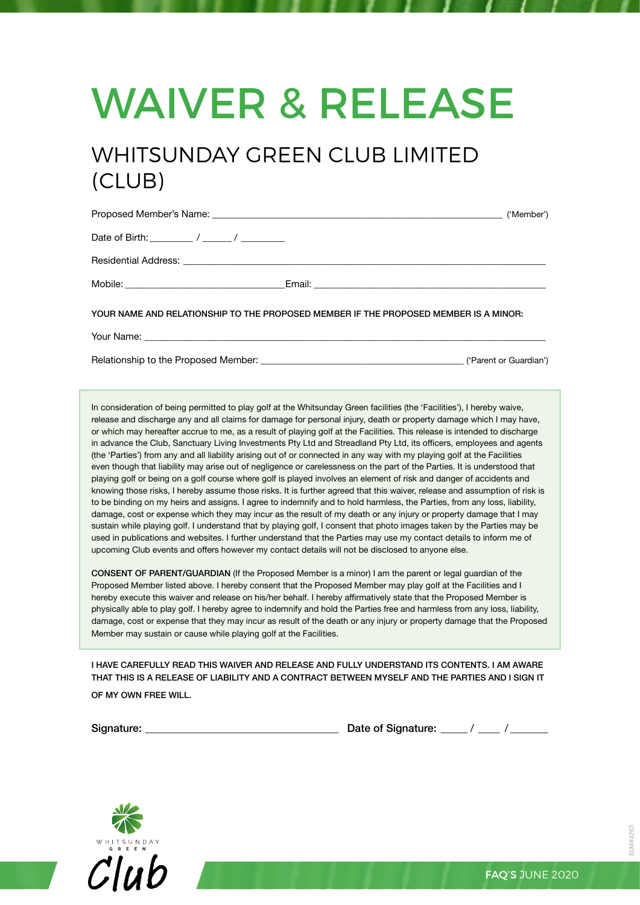# WAIVER & RELEASE

## WHITSUNDAY GREEN CLUB LIMITED (CLUB)

Proposed Member's Name: ______________________________________________________________ ('Member')

Date of Birth: _________ / ______ / _________

Residential Address: ______________________________________________________________________________

Mobile: ________________________________ Email: _________________________________________________

**YOUR NAME AND RELATIONSHIP TO THE PROPOSED MEMBER IF THE PROPOSED MEMBER IS A MINOR:**

Your Name: ________________________________________________________________________________________

Relationship to the Proposed Member: __________________________________________ ('Parent or Guardian')

In consideration of being permitted to play golf at the Whitsunday Green facilities (the 'Facilities'), I hereby waive, release and discharge any and all claims for damage for personal injury, death or property damage which I may have, or which may hereafter accrue to me, as a result of playing golf at the Facilities. This release is intended to discharge in advance the Club, Sanctuary Living Investments Pty Ltd and Streadland Pty Ltd, its officers, employees and agents (the 'Parties') from any and all liability arising out of or connected in any way with my playing golf at the Facilities even though that liability may arise out of negligence or carelessness on the part of the Parties. It is understood that playing golf or being on a golf course where golf is played involves an element of risk and danger of accidents and knowing those risks, I hereby assume those risks. It is further agreed that this waiver, release and assumption of risk is to be binding on my heirs and assigns. I agree to indemnify and to hold harmless, the Parties, from any loss, liability, damage, cost or expense which they may incur as the result of my death or any injury or property damage that I may sustain while playing golf. I understand that by playing golf, I consent that photo images taken by the Parties may be used in publications and websites. I further understand that the Parties may use my contact details to inform me of upcoming Club events and offers however my contact details will not be disclosed to anyone else.

**CONSENT OF PARENT/GUARDIAN** (If the Proposed Member is a minor) I am the parent or legal guardian of the Proposed Member listed above. I hereby consent that the Proposed Member may play golf at the Facilities and I hereby execute this waiver and release on his/her behalf. I hereby affirmatively state that the Proposed Member is physically able to play golf. I hereby agree to indemnify and hold the Parties free and harmless from any loss, liability, damage, cost or expense that they may incur as result of the death or any injury or property damage that the Proposed Member may sustain or cause while playing golf at the Facilities.

**I HAVE CAREFULLY READ THIS WAIVER AND RELEASE AND FULLY UNDERSTAND ITS CONTENTS. I AM AWARE THAT THIS IS A RELEASE OF LIABILITY AND A CONTRACT BETWEEN MYSELF AND THE PARTIES AND I SIGN IT OF MY OWN FREE WILL.**

Signature: ___________________________________ Date of Signature: _____ / ____ / _______

SLM#4263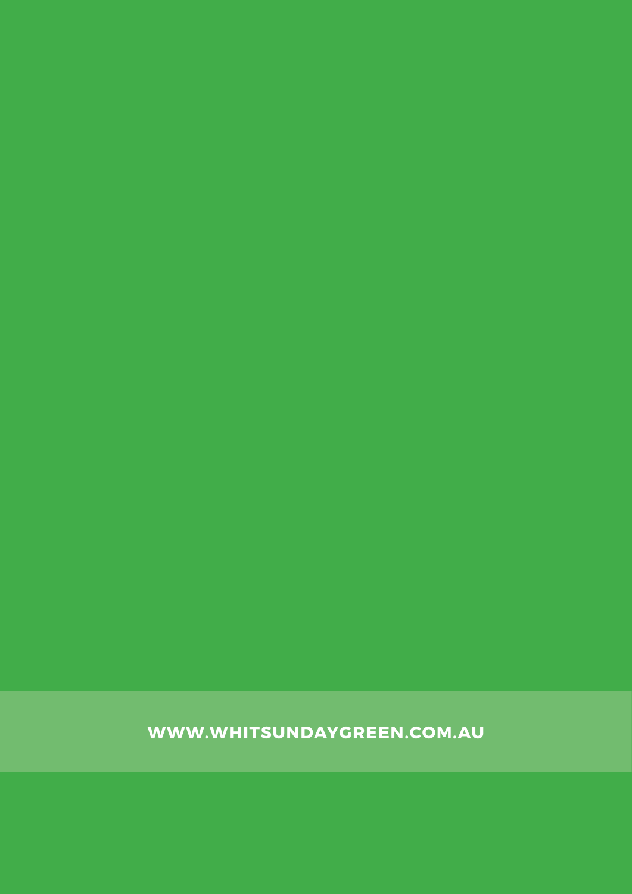**WWW.WHITSUNDAYGREEN.COM.AU**